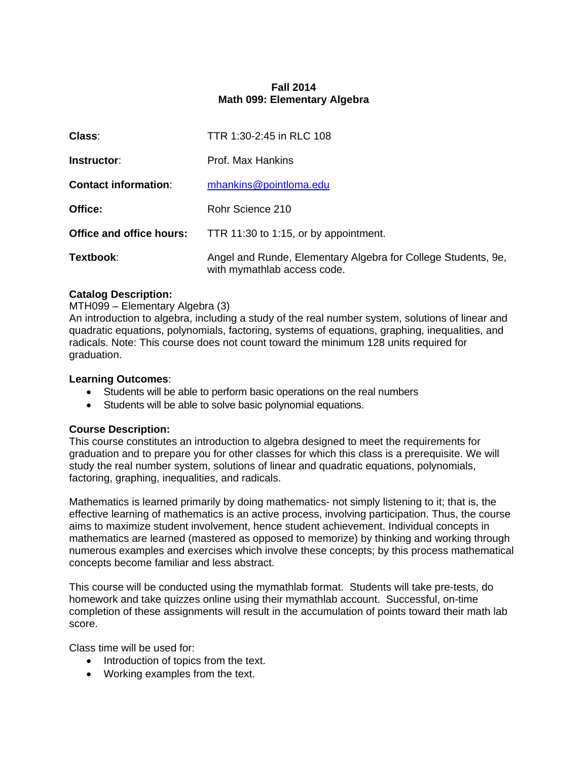# Fall 2014
# Math 099: Elementary Algebra

| | |
|---|---|
| **Class**: | TTR 1:30-2:45 in RLC 108 |
| **Instructor**: | Prof. Max Hankins |
| **Contact information**: | mhankins@pointloma.edu |
| **Office:** | Rohr Science 210 |
| **Office and office hours:** | TTR 11:30 to 1:15, or by appointment. |
| **Textbook**: | Angel and Runde, Elementary Algebra for College Students, 9e, with mymathlab access code. |

**Catalog Description:**
MTH099 – Elementary Algebra (3)
An introduction to algebra, including a study of the real number system, solutions of linear and quadratic equations, polynomials, factoring, systems of equations, graphing, inequalities, and radicals. Note: This course does not count toward the minimum 128 units required for graduation.

**Learning Outcomes**:

- Students will be able to perform basic operations on the real numbers
- Students will be able to solve basic polynomial equations.

**Course Description:**
This course constitutes an introduction to algebra designed to meet the requirements for graduation and to prepare you for other classes for which this class is a prerequisite. We will study the real number system, solutions of linear and quadratic equations, polynomials, factoring, graphing, inequalities, and radicals.

Mathematics is learned primarily by doing mathematics- not simply listening to it; that is, the effective learning of mathematics is an active process, involving participation. Thus, the course aims to maximize student involvement, hence student achievement. Individual concepts in mathematics are learned (mastered as opposed to memorize) by thinking and working through numerous examples and exercises which involve these concepts; by this process mathematical concepts become familiar and less abstract.

This course will be conducted using the mymathlab format. Students will take pre-tests, do homework and take quizzes online using their mymathlab account. Successful, on-time completion of these assignments will result in the accumulation of points toward their math lab score.

Class time will be used for:

- Introduction of topics from the text.
- Working examples from the text.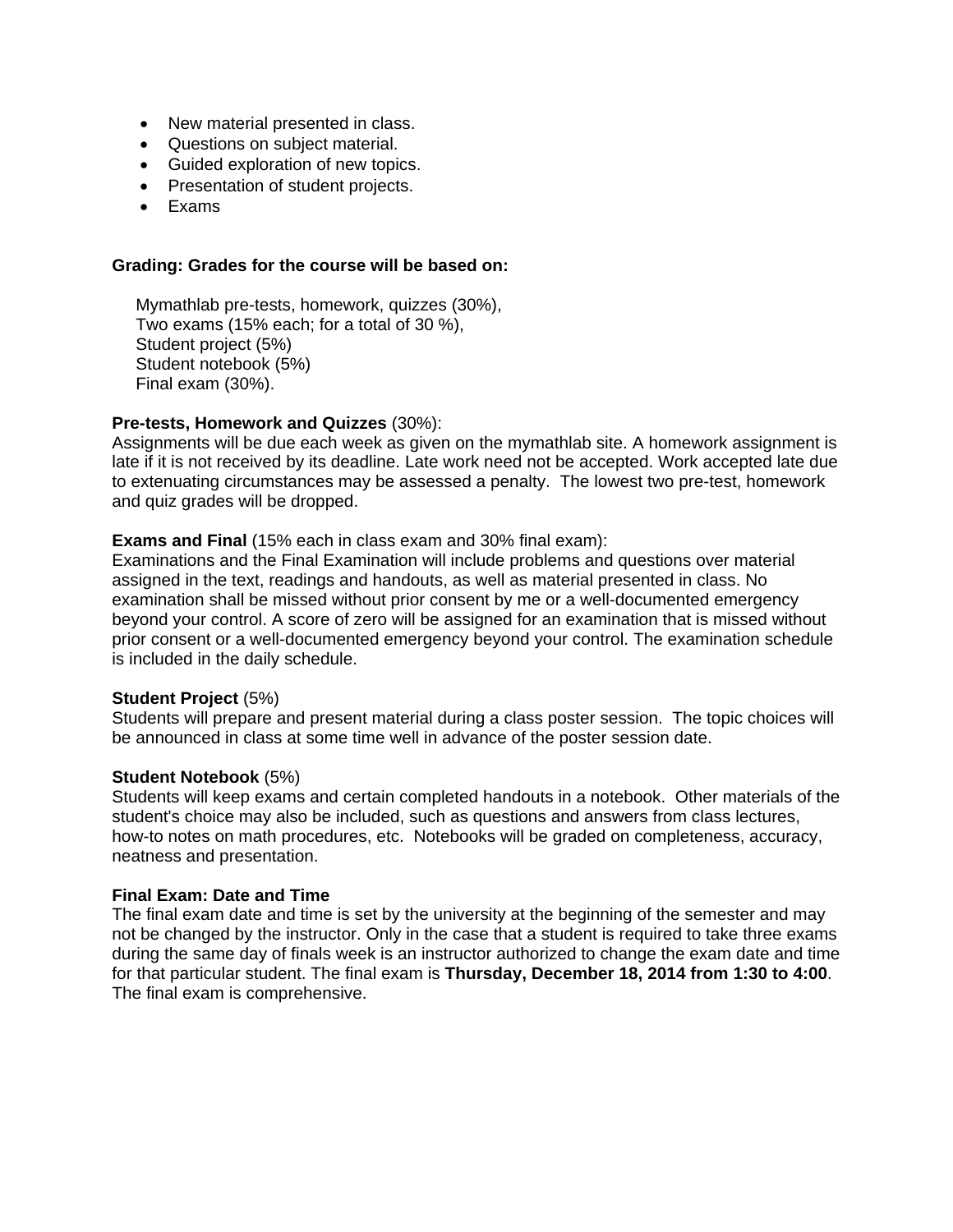- New material presented in class.
- Questions on subject material.
- Guided exploration of new topics.
- Presentation of student projects.
- Exams

**Grading: Grades for the course will be based on:**

Mymathlab pre-tests, homework, quizzes (30%),
Two exams (15% each; for a total of 30 %),
Student project (5%)
Student notebook (5%)
Final exam (30%).

**Pre-tests, Homework and Quizzes** (30%):
Assignments will be due each week as given on the mymathlab site. A homework assignment is late if it is not received by its deadline. Late work need not be accepted. Work accepted late due to extenuating circumstances may be assessed a penalty. The lowest two pre-test, homework and quiz grades will be dropped.

**Exams and Final** (15% each in class exam and 30% final exam):
Examinations and the Final Examination will include problems and questions over material assigned in the text, readings and handouts, as well as material presented in class. No examination shall be missed without prior consent by me or a well-documented emergency beyond your control. A score of zero will be assigned for an examination that is missed without prior consent or a well-documented emergency beyond your control. The examination schedule is included in the daily schedule.

**Student Project** (5%)
Students will prepare and present material during a class poster session. The topic choices will be announced in class at some time well in advance of the poster session date.

**Student Notebook** (5%)
Students will keep exams and certain completed handouts in a notebook. Other materials of the student's choice may also be included, such as questions and answers from class lectures, how-to notes on math procedures, etc. Notebooks will be graded on completeness, accuracy, neatness and presentation.

**Final Exam: Date and Time**
The final exam date and time is set by the university at the beginning of the semester and may not be changed by the instructor. Only in the case that a student is required to take three exams during the same day of finals week is an instructor authorized to change the exam date and time for that particular student. The final exam is **Thursday, December 18, 2014 from 1:30 to 4:00**. The final exam is comprehensive.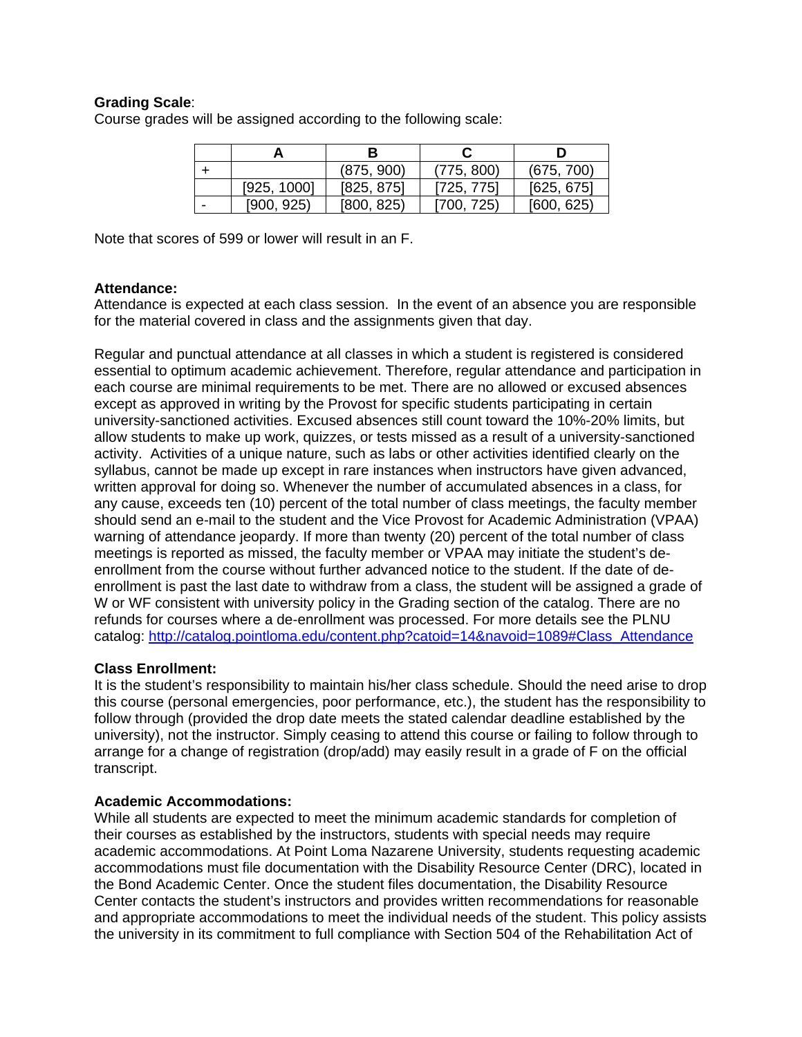**Grading Scale**:
Course grades will be assigned according to the following scale:

| | A | B | C | D |
|---|---|---|---|---|
| + | | (875, 900) | (775, 800) | (675, 700) |
| | [925, 1000] | [825, 875] | [725, 775] | [625, 675] |
| - | [900, 925) | [800, 825) | [700, 725) | [600, 625) |

Note that scores of 599 or lower will result in an F.

**Attendance:**
Attendance is expected at each class session. In the event of an absence you are responsible for the material covered in class and the assignments given that day.

Regular and punctual attendance at all classes in which a student is registered is considered essential to optimum academic achievement. Therefore, regular attendance and participation in each course are minimal requirements to be met. There are no allowed or excused absences except as approved in writing by the Provost for specific students participating in certain university-sanctioned activities. Excused absences still count toward the 10%-20% limits, but allow students to make up work, quizzes, or tests missed as a result of a university-sanctioned activity. Activities of a unique nature, such as labs or other activities identified clearly on the syllabus, cannot be made up except in rare instances when instructors have given advanced, written approval for doing so. Whenever the number of accumulated absences in a class, for any cause, exceeds ten (10) percent of the total number of class meetings, the faculty member should send an e-mail to the student and the Vice Provost for Academic Administration (VPAA) warning of attendance jeopardy. If more than twenty (20) percent of the total number of class meetings is reported as missed, the faculty member or VPAA may initiate the student's de-enrollment from the course without further advanced notice to the student. If the date of de-enrollment is past the last date to withdraw from a class, the student will be assigned a grade of W or WF consistent with university policy in the Grading section of the catalog. There are no refunds for courses where a de-enrollment was processed. For more details see the PLNU catalog: http://catalog.pointloma.edu/content.php?catoid=14&navoid=1089#Class_Attendance

**Class Enrollment:**
It is the student's responsibility to maintain his/her class schedule. Should the need arise to drop this course (personal emergencies, poor performance, etc.), the student has the responsibility to follow through (provided the drop date meets the stated calendar deadline established by the university), not the instructor. Simply ceasing to attend this course or failing to follow through to arrange for a change of registration (drop/add) may easily result in a grade of F on the official transcript.

**Academic Accommodations:**
While all students are expected to meet the minimum academic standards for completion of their courses as established by the instructors, students with special needs may require academic accommodations. At Point Loma Nazarene University, students requesting academic accommodations must file documentation with the Disability Resource Center (DRC), located in the Bond Academic Center. Once the student files documentation, the Disability Resource Center contacts the student's instructors and provides written recommendations for reasonable and appropriate accommodations to meet the individual needs of the student. This policy assists the university in its commitment to full compliance with Section 504 of the Rehabilitation Act of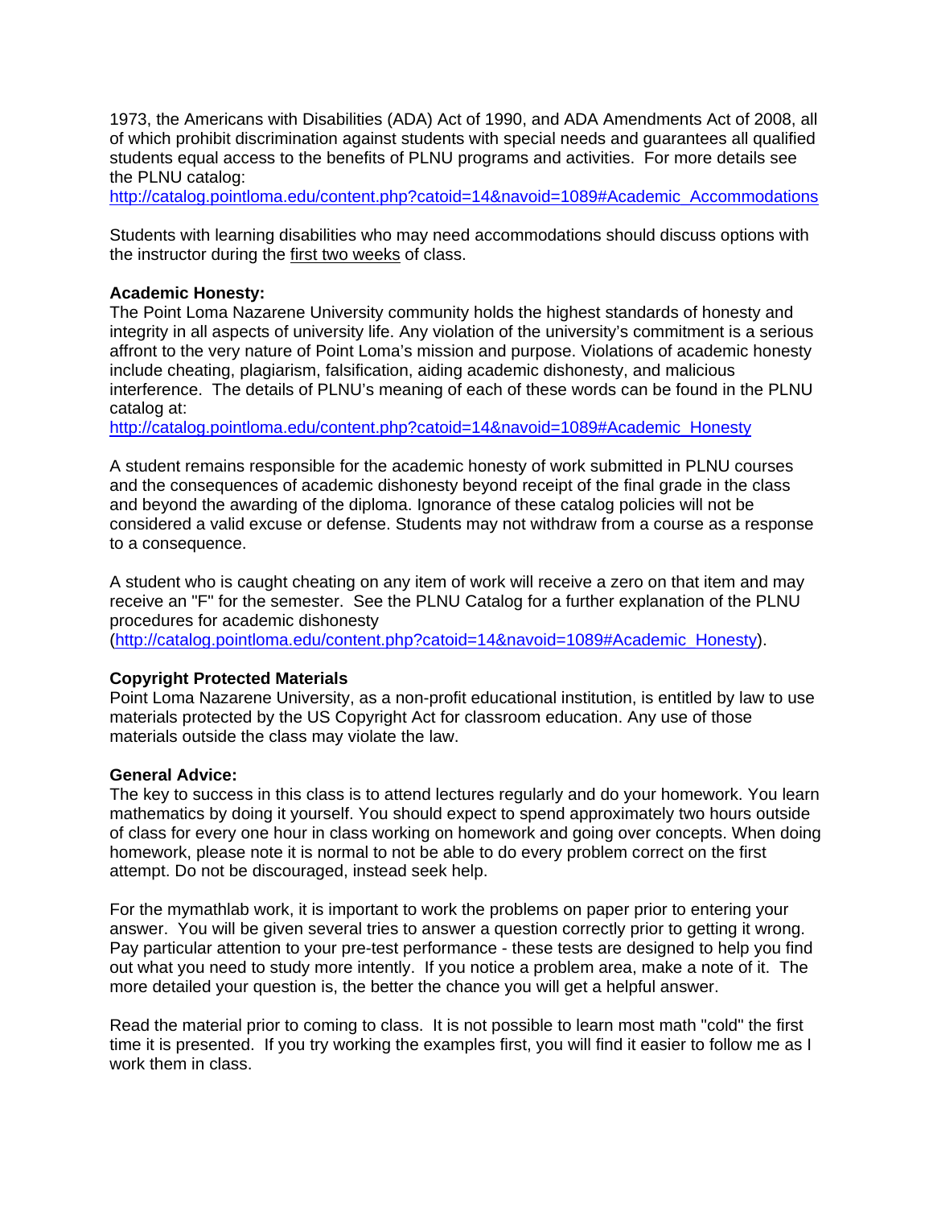1973, the Americans with Disabilities (ADA) Act of 1990, and ADA Amendments Act of 2008, all of which prohibit discrimination against students with special needs and guarantees all qualified students equal access to the benefits of PLNU programs and activities. For more details see the PLNU catalog:
http://catalog.pointloma.edu/content.php?catoid=14&navoid=1089#Academic_Accommodations

Students with learning disabilities who may need accommodations should discuss options with the instructor during the first two weeks of class.

**Academic Honesty:**
The Point Loma Nazarene University community holds the highest standards of honesty and integrity in all aspects of university life. Any violation of the university's commitment is a serious affront to the very nature of Point Loma's mission and purpose. Violations of academic honesty include cheating, plagiarism, falsification, aiding academic dishonesty, and malicious interference. The details of PLNU's meaning of each of these words can be found in the PLNU catalog at:
http://catalog.pointloma.edu/content.php?catoid=14&navoid=1089#Academic_Honesty

A student remains responsible for the academic honesty of work submitted in PLNU courses and the consequences of academic dishonesty beyond receipt of the final grade in the class and beyond the awarding of the diploma. Ignorance of these catalog policies will not be considered a valid excuse or defense. Students may not withdraw from a course as a response to a consequence.

A student who is caught cheating on any item of work will receive a zero on that item and may receive an "F" for the semester. See the PLNU Catalog for a further explanation of the PLNU procedures for academic dishonesty
(http://catalog.pointloma.edu/content.php?catoid=14&navoid=1089#Academic_Honesty).

**Copyright Protected Materials**
Point Loma Nazarene University, as a non-profit educational institution, is entitled by law to use materials protected by the US Copyright Act for classroom education. Any use of those materials outside the class may violate the law.

**General Advice:**
The key to success in this class is to attend lectures regularly and do your homework. You learn mathematics by doing it yourself. You should expect to spend approximately two hours outside of class for every one hour in class working on homework and going over concepts. When doing homework, please note it is normal to not be able to do every problem correct on the first attempt. Do not be discouraged, instead seek help.

For the mymathlab work, it is important to work the problems on paper prior to entering your answer. You will be given several tries to answer a question correctly prior to getting it wrong. Pay particular attention to your pre-test performance - these tests are designed to help you find out what you need to study more intently. If you notice a problem area, make a note of it. The more detailed your question is, the better the chance you will get a helpful answer.

Read the material prior to coming to class. It is not possible to learn most math "cold" the first time it is presented. If you try working the examples first, you will find it easier to follow me as I work them in class.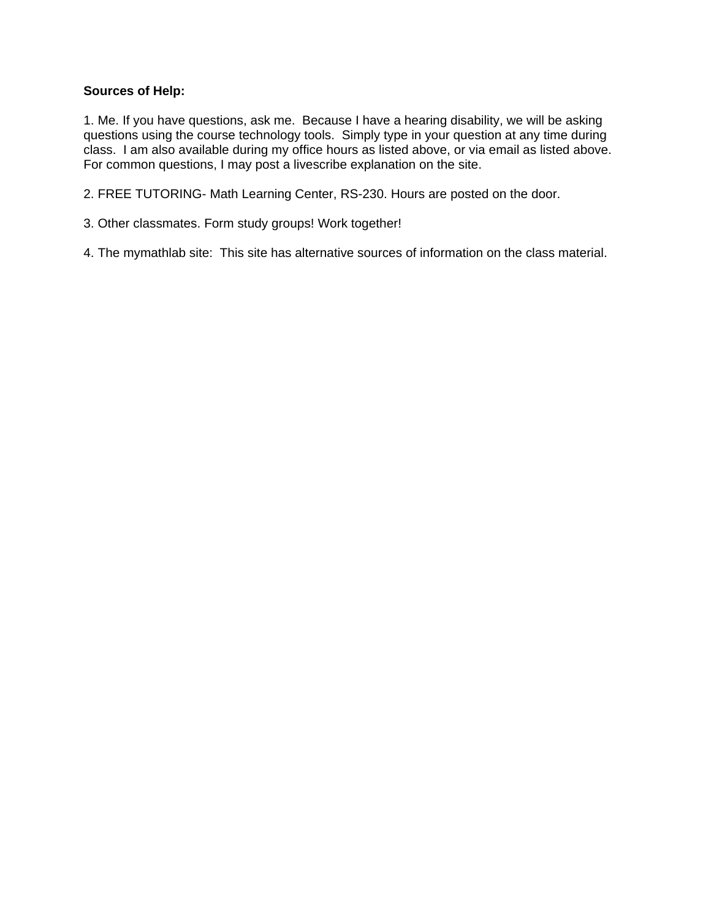**Sources of Help:**

1. Me. If you have questions, ask me. Because I have a hearing disability, we will be asking questions using the course technology tools. Simply type in your question at any time during class. I am also available during my office hours as listed above, or via email as listed above. For common questions, I may post a livescribe explanation on the site.

2. FREE TUTORING- Math Learning Center, RS-230. Hours are posted on the door.

3. Other classmates. Form study groups! Work together!

4. The mymathlab site: This site has alternative sources of information on the class material.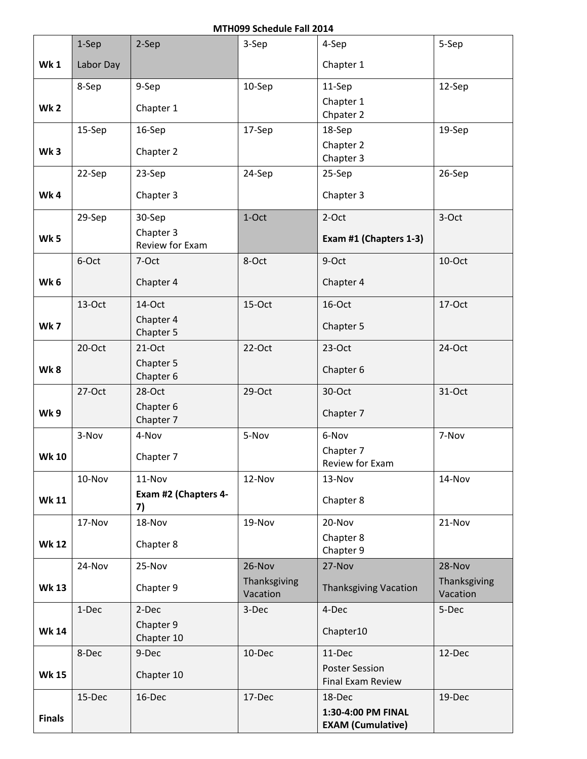**MTH099 Schedule Fall 2014**

| | | | | | |
|---|---|---|---|---|---|
| **Wk 1** | 1-Sep<br>Labor Day | 2-Sep | 3-Sep | 4-Sep<br>Chapter 1 | 5-Sep |
| **Wk 2** | 8-Sep | 9-Sep<br>Chapter 1 | 10-Sep | 11-Sep<br>Chapter 1<br>Chpater 2 | 12-Sep |
| **Wk 3** | 15-Sep | 16-Sep<br>Chapter 2 | 17-Sep | 18-Sep<br>Chapter 2<br>Chapter 3 | 19-Sep |
| **Wk 4** | 22-Sep | 23-Sep<br>Chapter 3 | 24-Sep | 25-Sep<br>Chapter 3 | 26-Sep |
| **Wk 5** | 29-Sep | 30-Sep<br>Chapter 3<br>Review for Exam | 1-Oct | 2-Oct<br>**Exam #1 (Chapters 1-3)** | 3-Oct |
| **Wk 6** | 6-Oct | 7-Oct<br>Chapter 4 | 8-Oct | 9-Oct<br>Chapter 4 | 10-Oct |
| **Wk 7** | 13-Oct | 14-Oct<br>Chapter 4<br>Chapter 5 | 15-Oct | 16-Oct<br>Chapter 5 | 17-Oct |
| **Wk 8** | 20-Oct | 21-Oct<br>Chapter 5<br>Chapter 6 | 22-Oct | 23-Oct<br>Chapter 6 | 24-Oct |
| **Wk 9** | 27-Oct | 28-Oct<br>Chapter 6<br>Chapter 7 | 29-Oct | 30-Oct<br>Chapter 7 | 31-Oct |
| **Wk 10** | 3-Nov | 4-Nov<br>Chapter 7 | 5-Nov | 6-Nov<br>Chapter 7<br>Review for Exam | 7-Nov |
| **Wk 11** | 10-Nov | 11-Nov<br>**Exam #2 (Chapters 4-7)** | 12-Nov | 13-Nov<br>Chapter 8 | 14-Nov |
| **Wk 12** | 17-Nov | 18-Nov<br>Chapter 8 | 19-Nov | 20-Nov<br>Chapter 8<br>Chapter 9 | 21-Nov |
| **Wk 13** | 24-Nov | 25-Nov<br>Chapter 9 | 26-Nov<br>Thanksgiving Vacation | 27-Nov<br>Thanksgiving Vacation | 28-Nov<br>Thanksgiving Vacation |
| **Wk 14** | 1-Dec | 2-Dec<br>Chapter 9<br>Chapter 10 | 3-Dec | 4-Dec<br>Chapter10 | 5-Dec |
| **Wk 15** | 8-Dec | 9-Dec<br>Chapter 10 | 10-Dec | 11-Dec<br>Poster Session<br>Final Exam Review | 12-Dec |
| **Finals** | 15-Dec | 16-Dec | 17-Dec | 18-Dec<br>**1:30-4:00 PM FINAL EXAM (Cumulative)** | 19-Dec |